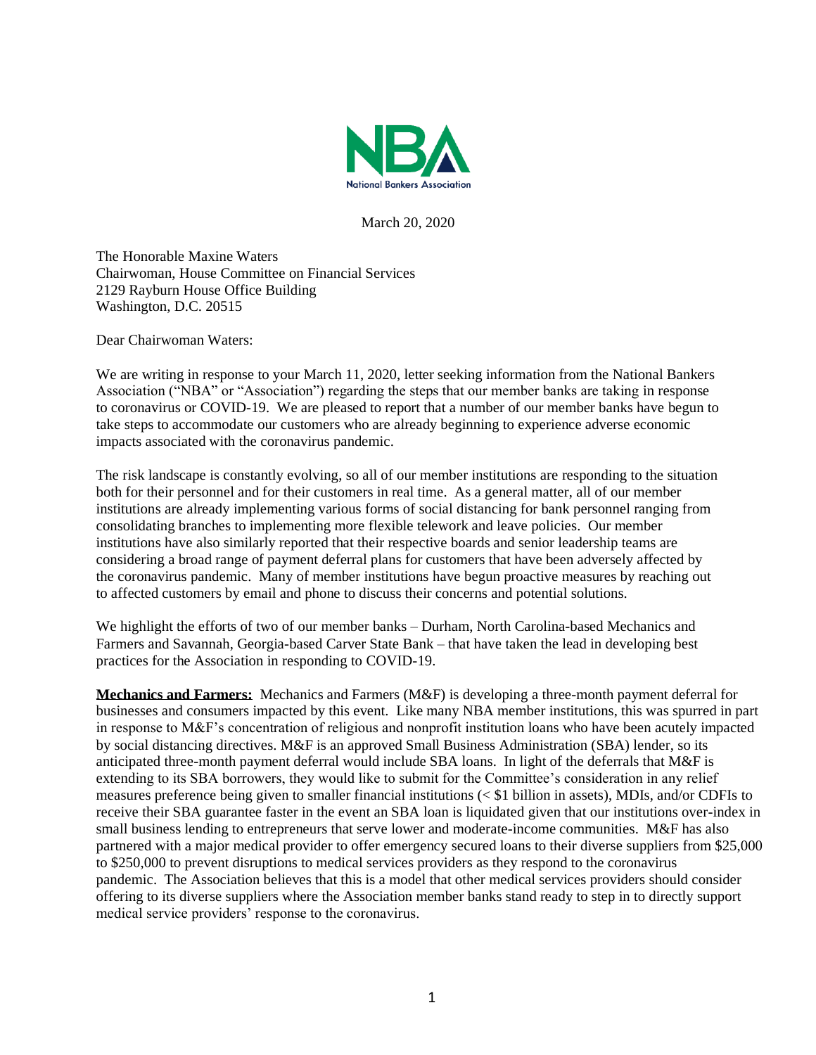NBA
National Bankers Association

March 20, 2020

The Honorable Maxine Waters
Chairwoman, House Committee on Financial Services
2129 Rayburn House Office Building
Washington, D.C. 20515

Dear Chairwoman Waters:

We are writing in response to your March 11, 2020, letter seeking information from the National Bankers Association ("NBA" or "Association") regarding the steps that our member banks are taking in response to coronavirus or COVID-19. We are pleased to report that a number of our member banks have begun to take steps to accommodate our customers who are already beginning to experience adverse economic impacts associated with the coronavirus pandemic.

The risk landscape is constantly evolving, so all of our member institutions are responding to the situation both for their personnel and for their customers in real time. As a general matter, all of our member institutions are already implementing various forms of social distancing for bank personnel ranging from consolidating branches to implementing more flexible telework and leave policies. Our member institutions have also similarly reported that their respective boards and senior leadership teams are considering a broad range of payment deferral plans for customers that have been adversely affected by the coronavirus pandemic. Many of member institutions have begun proactive measures by reaching out to affected customers by email and phone to discuss their concerns and potential solutions.

We highlight the efforts of two of our member banks – Durham, North Carolina-based Mechanics and Farmers and Savannah, Georgia-based Carver State Bank – that have taken the lead in developing best practices for the Association in responding to COVID-19.

**Mechanics and Farmers:** Mechanics and Farmers (M&F) is developing a three-month payment deferral for businesses and consumers impacted by this event. Like many NBA member institutions, this was spurred in part in response to M&F's concentration of religious and nonprofit institution loans who have been acutely impacted by social distancing directives. M&F is an approved Small Business Administration (SBA) lender, so its anticipated three-month payment deferral would include SBA loans. In light of the deferrals that M&F is extending to its SBA borrowers, they would like to submit for the Committee's consideration in any relief measures preference being given to smaller financial institutions (< $1 billion in assets), MDIs, and/or CDFIs to receive their SBA guarantee faster in the event an SBA loan is liquidated given that our institutions over-index in small business lending to entrepreneurs that serve lower and moderate-income communities. M&F has also partnered with a major medical provider to offer emergency secured loans to their diverse suppliers from $25,000 to $250,000 to prevent disruptions to medical services providers as they respond to the coronavirus pandemic. The Association believes that this is a model that other medical services providers should consider offering to its diverse suppliers where the Association member banks stand ready to step in to directly support medical service providers' response to the coronavirus.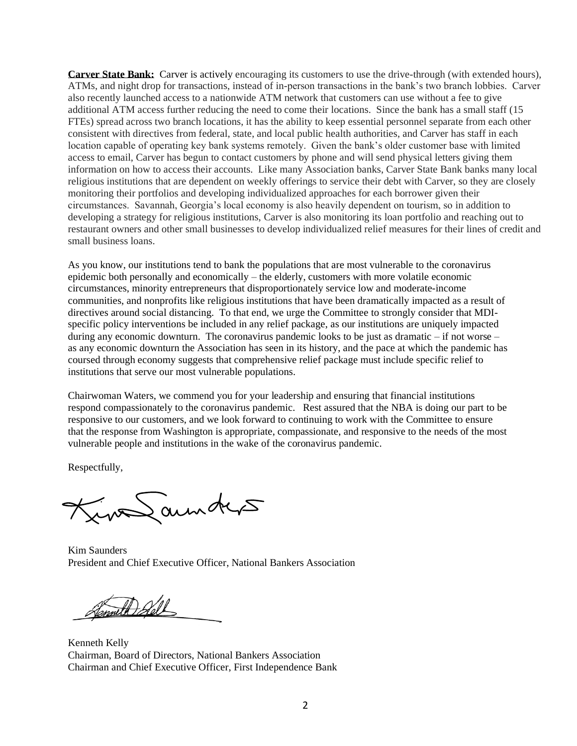**Carver State Bank:** Carver is actively encouraging its customers to use the drive-through (with extended hours), ATMs, and night drop for transactions, instead of in-person transactions in the bank's two branch lobbies. Carver also recently launched access to a nationwide ATM network that customers can use without a fee to give additional ATM access further reducing the need to come their locations. Since the bank has a small staff (15 FTEs) spread across two branch locations, it has the ability to keep essential personnel separate from each other consistent with directives from federal, state, and local public health authorities, and Carver has staff in each location capable of operating key bank systems remotely. Given the bank's older customer base with limited access to email, Carver has begun to contact customers by phone and will send physical letters giving them information on how to access their accounts. Like many Association banks, Carver State Bank banks many local religious institutions that are dependent on weekly offerings to service their debt with Carver, so they are closely monitoring their portfolios and developing individualized approaches for each borrower given their circumstances. Savannah, Georgia's local economy is also heavily dependent on tourism, so in addition to developing a strategy for religious institutions, Carver is also monitoring its loan portfolio and reaching out to restaurant owners and other small businesses to develop individualized relief measures for their lines of credit and small business loans.

As you know, our institutions tend to bank the populations that are most vulnerable to the coronavirus epidemic both personally and economically – the elderly, customers with more volatile economic circumstances, minority entrepreneurs that disproportionately service low and moderate-income communities, and nonprofits like religious institutions that have been dramatically impacted as a result of directives around social distancing. To that end, we urge the Committee to strongly consider that MDI-specific policy interventions be included in any relief package, as our institutions are uniquely impacted during any economic downturn. The coronavirus pandemic looks to be just as dramatic – if not worse – as any economic downturn the Association has seen in its history, and the pace at which the pandemic has coursed through economy suggests that comprehensive relief package must include specific relief to institutions that serve our most vulnerable populations.

Chairwoman Waters, we commend you for your leadership and ensuring that financial institutions respond compassionately to the coronavirus pandemic. Rest assured that the NBA is doing our part to be responsive to our customers, and we look forward to continuing to work with the Committee to ensure that the response from Washington is appropriate, compassionate, and responsive to the needs of the most vulnerable people and institutions in the wake of the coronavirus pandemic.

Respectfully,

Kim Saunders
President and Chief Executive Officer, National Bankers Association

Kenneth Kelly
Chairman, Board of Directors, National Bankers Association
Chairman and Chief Executive Officer, First Independence Bank